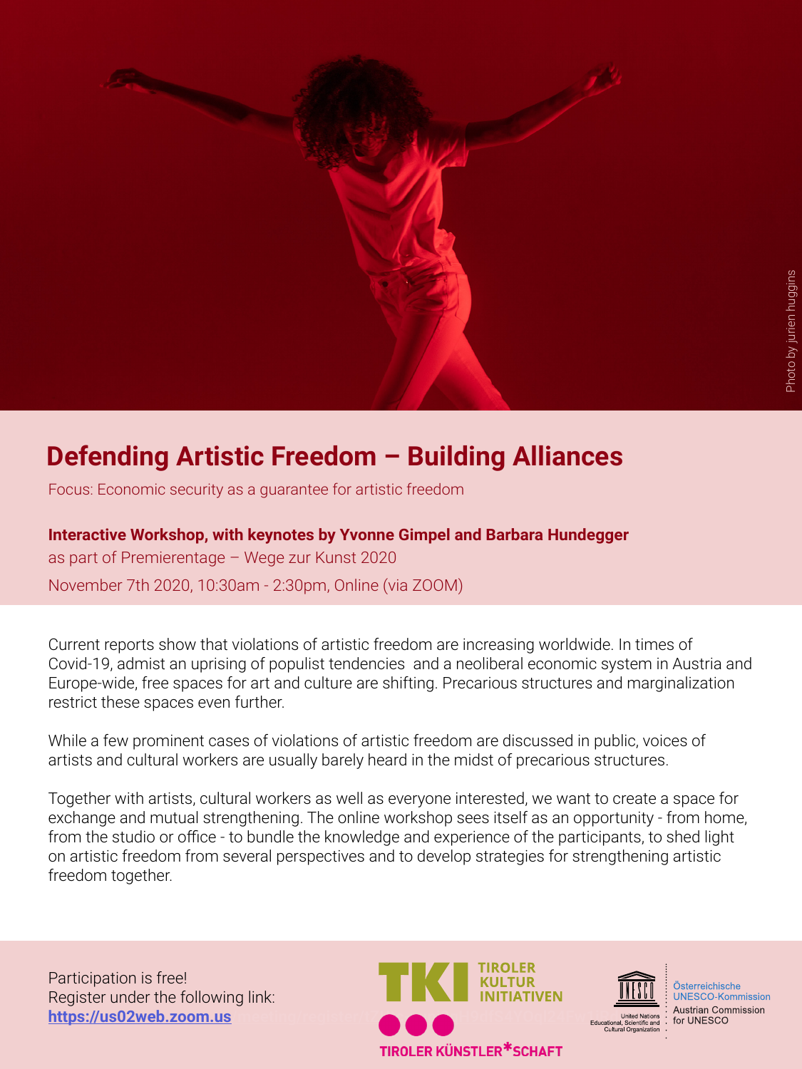Photo by jurien huggins

# Defending Artistic Freedom – Building Alliances

Focus: Economic security as a guarantee for artistic freedom

**Interactive Workshop, with keynotes by Yvonne Gimpel and Barbara Hundegger**

as part of Premierentage – Wege zur Kunst 2020

November 7th 2020, 10:30am - 2:30pm, Online (via ZOOM)

Current reports show that violations of artistic freedom are increasing worldwide. In times of Covid-19, admist an uprising of populist tendencies and a neoliberal economic system in Austria and Europe-wide, free spaces for art and culture are shifting. Precarious structures and marginalization restrict these spaces even further.

While a few prominent cases of violations of artistic freedom are discussed in public, voices of artists and cultural workers are usually barely heard in the midst of precarious structures.

Together with artists, cultural workers as well as everyone interested, we want to create a space for exchange and mutual strengthening. The online workshop sees itself as an opportunity - from home, from the studio or office - to bundle the knowledge and experience of the participants, to shed light on artistic freedom from several perspectives and to develop strategies for strengthening artistic freedom together.

Participation is free!
Register under the following link:
**https://us02web.zoom.us**

TKI TIROLER KULTUR INITIATIVEN

TIROLER KÜNSTLER*SCHAFT

United Nations Educational, Scientific and Cultural Organization

Österreichische UNESCO-Kommission
Austrian Commission for UNESCO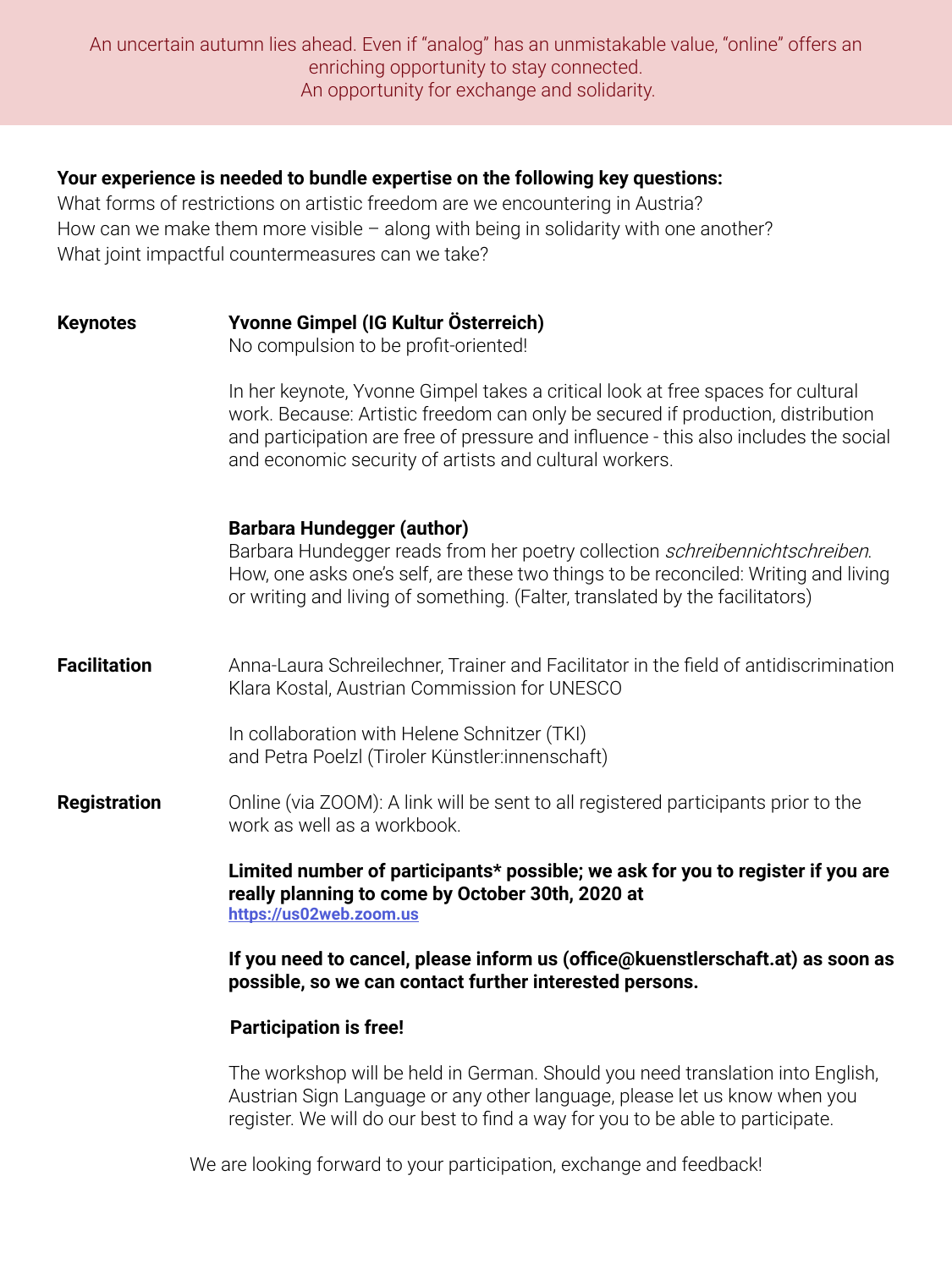An uncertain autumn lies ahead. Even if “analog” has an unmistakable value, “online” offers an enriching opportunity to stay connected.
An opportunity for exchange and solidarity.

**Your experience is needed to bundle expertise on the following key questions:**
What forms of restrictions on artistic freedom are we encountering in Austria?
How can we make them more visible – along with being in solidarity with one another?
What joint impactful countermeasures can we take?

**Keynotes**

**Yvonne Gimpel (IG Kultur Österreich)**
No compulsion to be profit-oriented!

In her keynote, Yvonne Gimpel takes a critical look at free spaces for cultural work. Because: Artistic freedom can only be secured if production, distribution and participation are free of pressure and influence - this also includes the social and economic security of artists and cultural workers.

**Barbara Hundegger (author)**
Barbara Hundegger reads from her poetry collection *schreibennichtschreiben*. How, one asks one’s self, are these two things to be reconciled: Writing and living or writing and living of something. (Falter, translated by the facilitators)

**Facilitation**

Anna-Laura Schreilechner, Trainer and Facilitator in the field of antidiscrimination
Klara Kostal, Austrian Commission for UNESCO

In collaboration with Helene Schnitzer (TKI)
and Petra Poelzl (Tiroler Künstler:innenschaft)

**Registration**

Online (via ZOOM): A link will be sent to all registered participants prior to the work as well as a workbook.

**Limited number of participants* possible; we ask for you to register if you are really planning to come by October 30th, 2020 at** **https://us02web.zoom.us**

**If you need to cancel, please inform us (office@kuenstlerschaft.at) as soon as possible, so we can contact further interested persons.**

**Participation is free!**

The workshop will be held in German. Should you need translation into English, Austrian Sign Language or any other language, please let us know when you register. We will do our best to find a way for you to be able to participate.

We are looking forward to your participation, exchange and feedback!